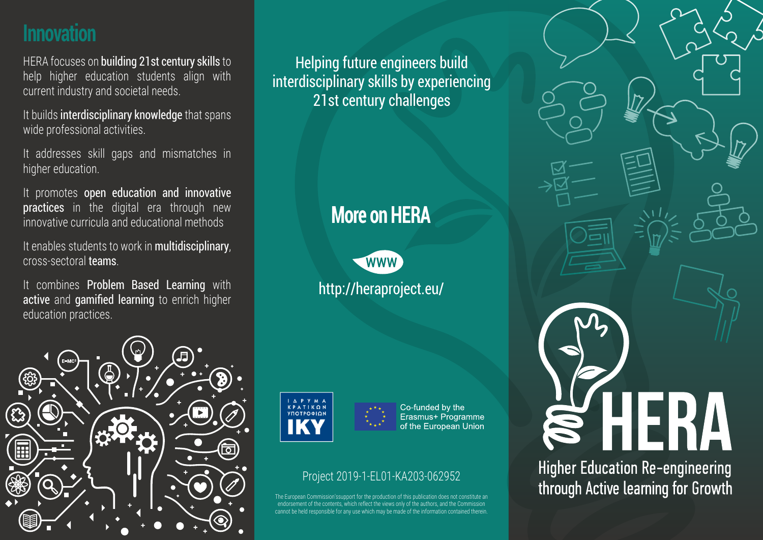## Innovation

HERA focuses on **building 21st century skills** to help higher education students align with current industry and societal needs.

It builds **interdisciplinary knowledge** that spans wide professional activities.

It addresses skill gaps and mismatches in higher education.

It promotes **open education and innovative practices** in the digital era through new innovative curricula and educational methods

It enables students to work in **multidisciplinary**, cross-sectoral **teams**.

It combines **Problem Based Learning** with **active** and **gamified learning** to enrich higher education practices.

Helping future engineers build interdisciplinary skills by experiencing 21st century challenges

## More on HERA

WWW

http://heraproject.eu/

ΙΔΡΥΜΑ ΚΡΑΤΙΚΩΝ ΥΠΟΤΡΟΦΙΩΝ IKY

Co-funded by the Erasmus+ Programme of the European Union

Project 2019-1-EL01-KA203-062952

The European Commission'ssupport for the production of this publication does not constitute an endorsement of the contents, which reflect the views only of the authors, and the Commission cannot be held responsible for any use which may be made of the information contained therein.

# HERA

Higher Education Re-engineering through Active learning for Growth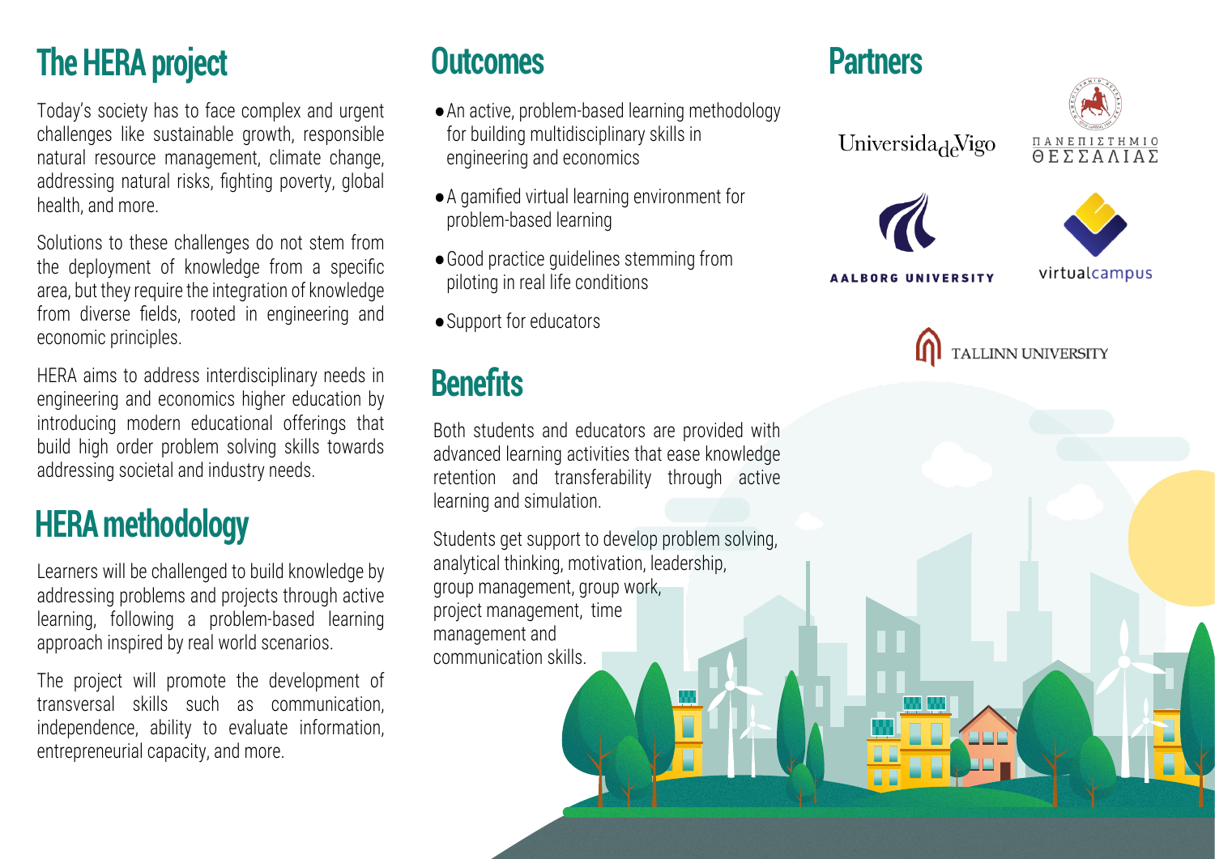# The HERA project

Today's society has to face complex and urgent challenges like sustainable growth, responsible natural resource management, climate change, addressing natural risks, fighting poverty, global health, and more.

Solutions to these challenges do not stem from the deployment of knowledge from a specific area, but they require the integration of knowledge from diverse fields, rooted in engineering and economic principles.

HERA aims to address interdisciplinary needs in engineering and economics higher education by introducing modern educational offerings that build high order problem solving skills towards addressing societal and industry needs.

# HERA methodology

Learners will be challenged to build knowledge by addressing problems and projects through active learning, following a problem-based learning approach inspired by real world scenarios.

The project will promote the development of transversal skills such as communication, independence, ability to evaluate information, entrepreneurial capacity, and more.

# Outcomes

- An active, problem-based learning methodology for building multidisciplinary skills in engineering and economics
- A gamified virtual learning environment for problem-based learning
- Good practice guidelines stemming from piloting in real life conditions
- Support for educators

# Benefits

Both students and educators are provided with advanced learning activities that ease knowledge retention and transferability through active learning and simulation.

Students get support to develop problem solving, analytical thinking, motivation, leadership, group management, group work, project management, time management and communication skills.

# Partners

UniversidadeVigo

ΠΑΝΕΠΙΣΤΗΜΙΟ ΘΕΣΣΑΛΙΑΣ

AALBORG UNIVERSITY

virtualcampus

TALLINN UNIVERSITY